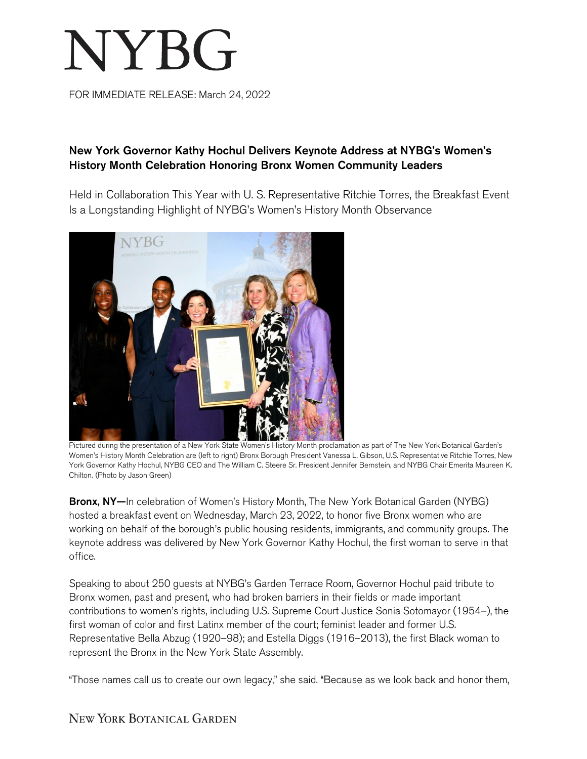# NYBG

FOR IMMEDIATE RELEASE: March 24, 2022

**New York Governor Kathy Hochul Delivers Keynote Address at NYBG's Women's History Month Celebration Honoring Bronx Women Community Leaders**

Held in Collaboration This Year with U. S. Representative Ritchie Torres, the Breakfast Event Is a Longstanding Highlight of NYBG's Women's History Month Observance

Pictured during the presentation of a New York State Women's History Month proclamation as part of The New York Botanical Garden's Women's History Month Celebration are (left to right) Bronx Borough President Vanessa L. Gibson, U.S. Representative Ritchie Torres, New York Governor Kathy Hochul, NYBG CEO and The William C. Steere Sr. President Jennifer Bernstein, and NYBG Chair Emerita Maureen K. Chilton. (Photo by Jason Green)

**Bronx, NY—**In celebration of Women's History Month, The New York Botanical Garden (NYBG) hosted a breakfast event on Wednesday, March 23, 2022, to honor five Bronx women who are working on behalf of the borough's public housing residents, immigrants, and community groups. The keynote address was delivered by New York Governor Kathy Hochul, the first woman to serve in that office.

Speaking to about 250 guests at NYBG's Garden Terrace Room, Governor Hochul paid tribute to Bronx women, past and present, who had broken barriers in their fields or made important contributions to women's rights, including U.S. Supreme Court Justice Sonia Sotomayor (1954–), the first woman of color and first Latinx member of the court; feminist leader and former U.S. Representative Bella Abzug (1920–98); and Estella Diggs (1916–2013), the first Black woman to represent the Bronx in the New York State Assembly.

"Those names call us to create our own legacy," she said. "Because as we look back and honor them,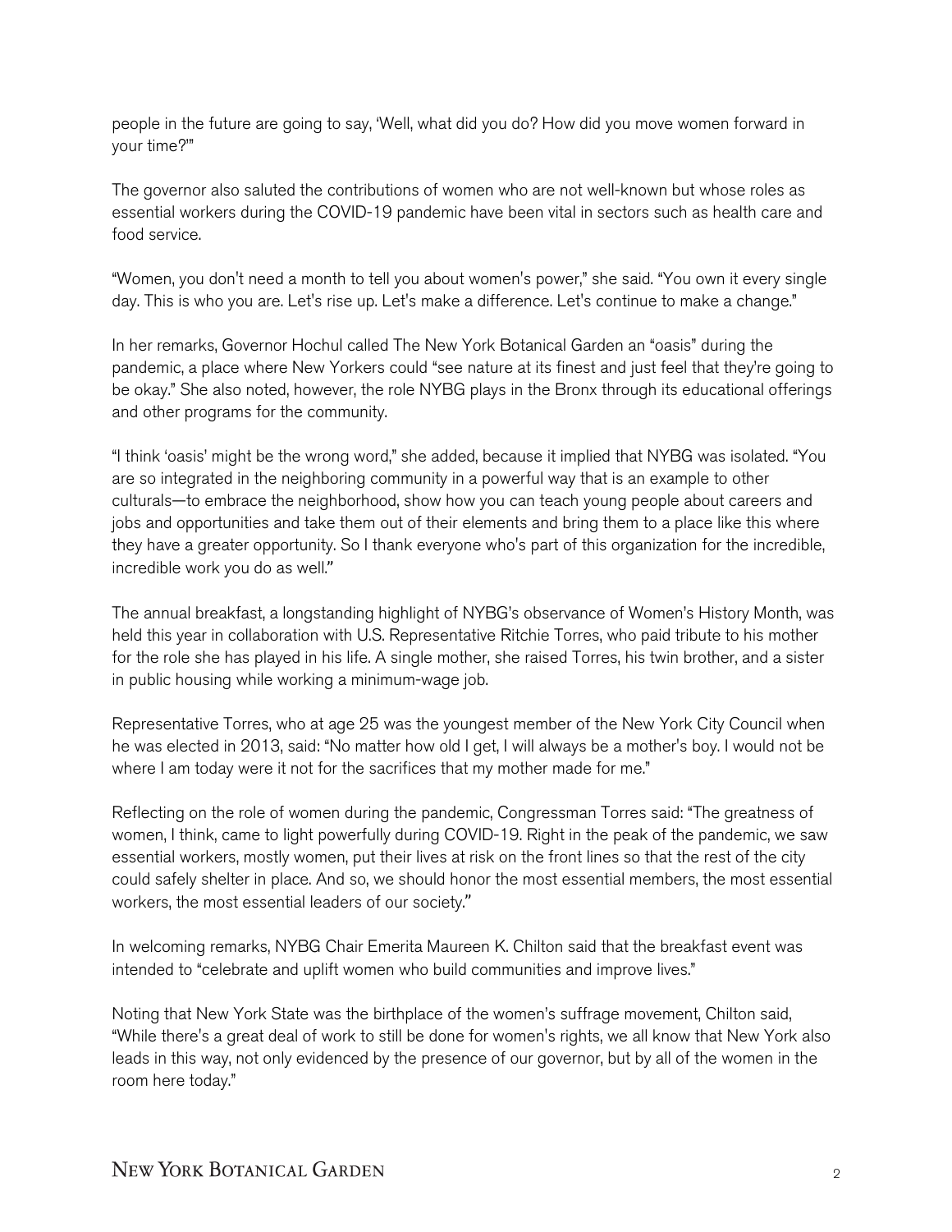people in the future are going to say, 'Well, what did you do? How did you move women forward in your time?'"

The governor also saluted the contributions of women who are not well-known but whose roles as essential workers during the COVID-19 pandemic have been vital in sectors such as health care and food service.

"Women, you don't need a month to tell you about women's power," she said. "You own it every single day. This is who you are. Let's rise up. Let's make a difference. Let's continue to make a change."

In her remarks, Governor Hochul called The New York Botanical Garden an "oasis" during the pandemic, a place where New Yorkers could "see nature at its finest and just feel that they're going to be okay." She also noted, however, the role NYBG plays in the Bronx through its educational offerings and other programs for the community.

"I think 'oasis' might be the wrong word," she added, because it implied that NYBG was isolated. "You are so integrated in the neighboring community in a powerful way that is an example to other culturals—to embrace the neighborhood, show how you can teach young people about careers and jobs and opportunities and take them out of their elements and bring them to a place like this where they have a greater opportunity. So I thank everyone who's part of this organization for the incredible, incredible work you do as well."

The annual breakfast, a longstanding highlight of NYBG's observance of Women's History Month, was held this year in collaboration with U.S. Representative Ritchie Torres, who paid tribute to his mother for the role she has played in his life. A single mother, she raised Torres, his twin brother, and a sister in public housing while working a minimum-wage job.

Representative Torres, who at age 25 was the youngest member of the New York City Council when he was elected in 2013, said: "No matter how old I get, I will always be a mother's boy. I would not be where I am today were it not for the sacrifices that my mother made for me."

Reflecting on the role of women during the pandemic, Congressman Torres said: "The greatness of women, I think, came to light powerfully during COVID-19. Right in the peak of the pandemic, we saw essential workers, mostly women, put their lives at risk on the front lines so that the rest of the city could safely shelter in place. And so, we should honor the most essential members, the most essential workers, the most essential leaders of our society."

In welcoming remarks, NYBG Chair Emerita Maureen K. Chilton said that the breakfast event was intended to "celebrate and uplift women who build communities and improve lives."

Noting that New York State was the birthplace of the women's suffrage movement, Chilton said, "While there's a great deal of work to still be done for women's rights, we all know that New York also leads in this way, not only evidenced by the presence of our governor, but by all of the women in the room here today."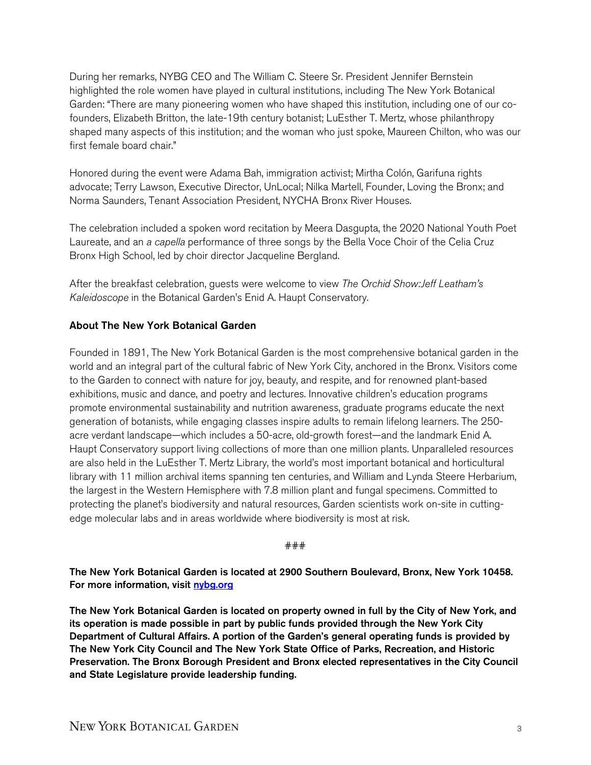During her remarks, NYBG CEO and The William C. Steere Sr. President Jennifer Bernstein highlighted the role women have played in cultural institutions, including The New York Botanical Garden: "There are many pioneering women who have shaped this institution, including one of our co-founders, Elizabeth Britton, the late-19th century botanist; LuEsther T. Mertz, whose philanthropy shaped many aspects of this institution; and the woman who just spoke, Maureen Chilton, who was our first female board chair."

Honored during the event were Adama Bah, immigration activist; Mirtha Colón, Garifuna rights advocate; Terry Lawson, Executive Director, UnLocal; Nilka Martell, Founder, Loving the Bronx; and Norma Saunders, Tenant Association President, NYCHA Bronx River Houses.

The celebration included a spoken word recitation by Meera Dasgupta, the 2020 National Youth Poet Laureate, and an *a capella* performance of three songs by the Bella Voce Choir of the Celia Cruz Bronx High School, led by choir director Jacqueline Bergland.

After the breakfast celebration, guests were welcome to view *The Orchid Show:Jeff Leatham's Kaleidoscope* in the Botanical Garden's Enid A. Haupt Conservatory.

**About The New York Botanical Garden**

Founded in 1891, The New York Botanical Garden is the most comprehensive botanical garden in the world and an integral part of the cultural fabric of New York City, anchored in the Bronx. Visitors come to the Garden to connect with nature for joy, beauty, and respite, and for renowned plant-based exhibitions, music and dance, and poetry and lectures. Innovative children's education programs promote environmental sustainability and nutrition awareness, graduate programs educate the next generation of botanists, while engaging classes inspire adults to remain lifelong learners. The 250-acre verdant landscape—which includes a 50-acre, old-growth forest—and the landmark Enid A. Haupt Conservatory support living collections of more than one million plants. Unparalleled resources are also held in the LuEsther T. Mertz Library, the world's most important botanical and horticultural library with 11 million archival items spanning ten centuries, and William and Lynda Steere Herbarium, the largest in the Western Hemisphere with 7.8 million plant and fungal specimens. Committed to protecting the planet's biodiversity and natural resources, Garden scientists work on-site in cutting-edge molecular labs and in areas worldwide where biodiversity is most at risk.

###

**The New York Botanical Garden is located at 2900 Southern Boulevard, Bronx, New York 10458. For more information, visit [nybg.org](http://nybg.org)**

**The New York Botanical Garden is located on property owned in full by the City of New York, and its operation is made possible in part by public funds provided through the New York City Department of Cultural Affairs. A portion of the Garden's general operating funds is provided by The New York City Council and The New York State Office of Parks, Recreation, and Historic Preservation. The Bronx Borough President and Bronx elected representatives in the City Council and State Legislature provide leadership funding.**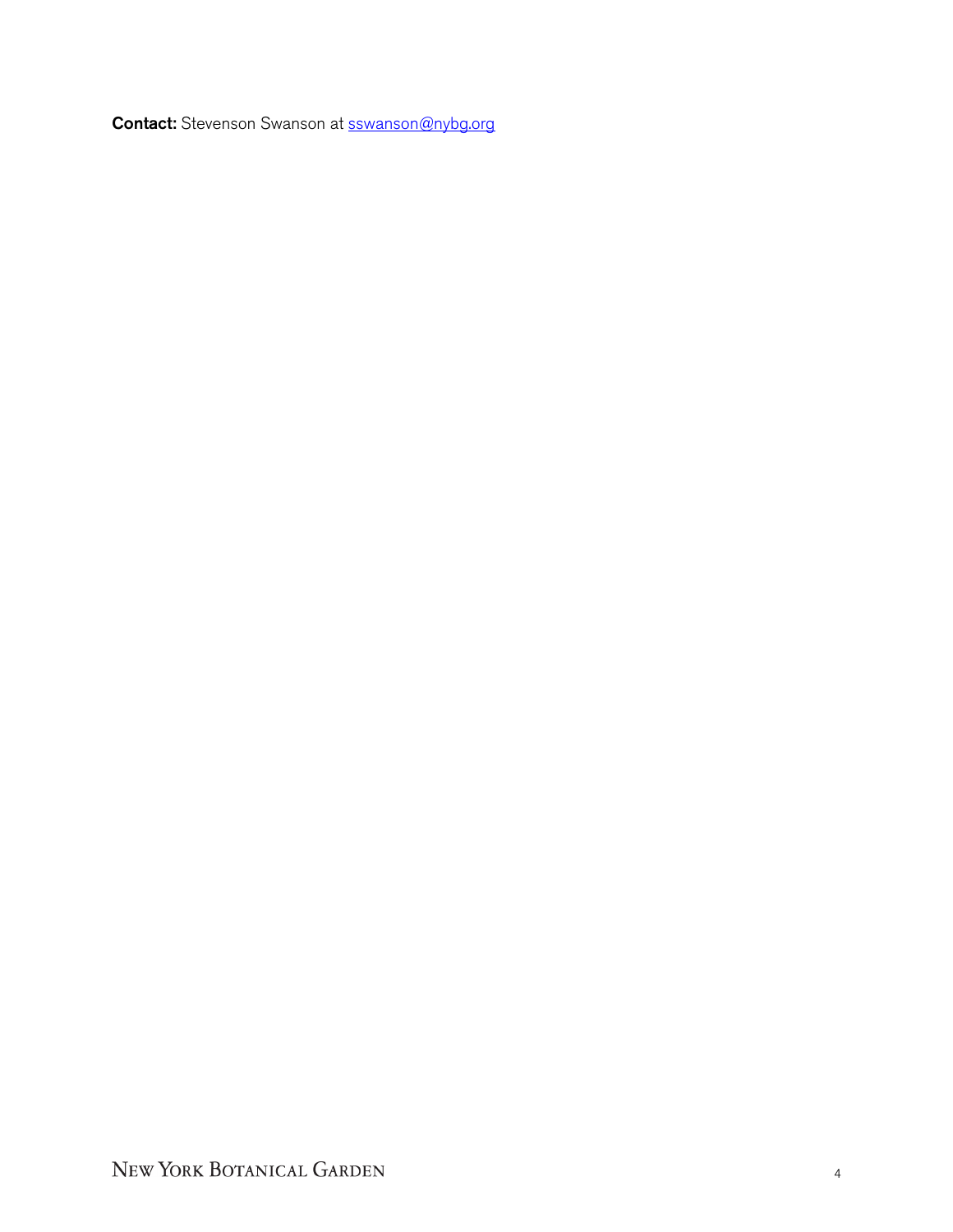**Contact:** Stevenson Swanson at sswanson@nybg.org